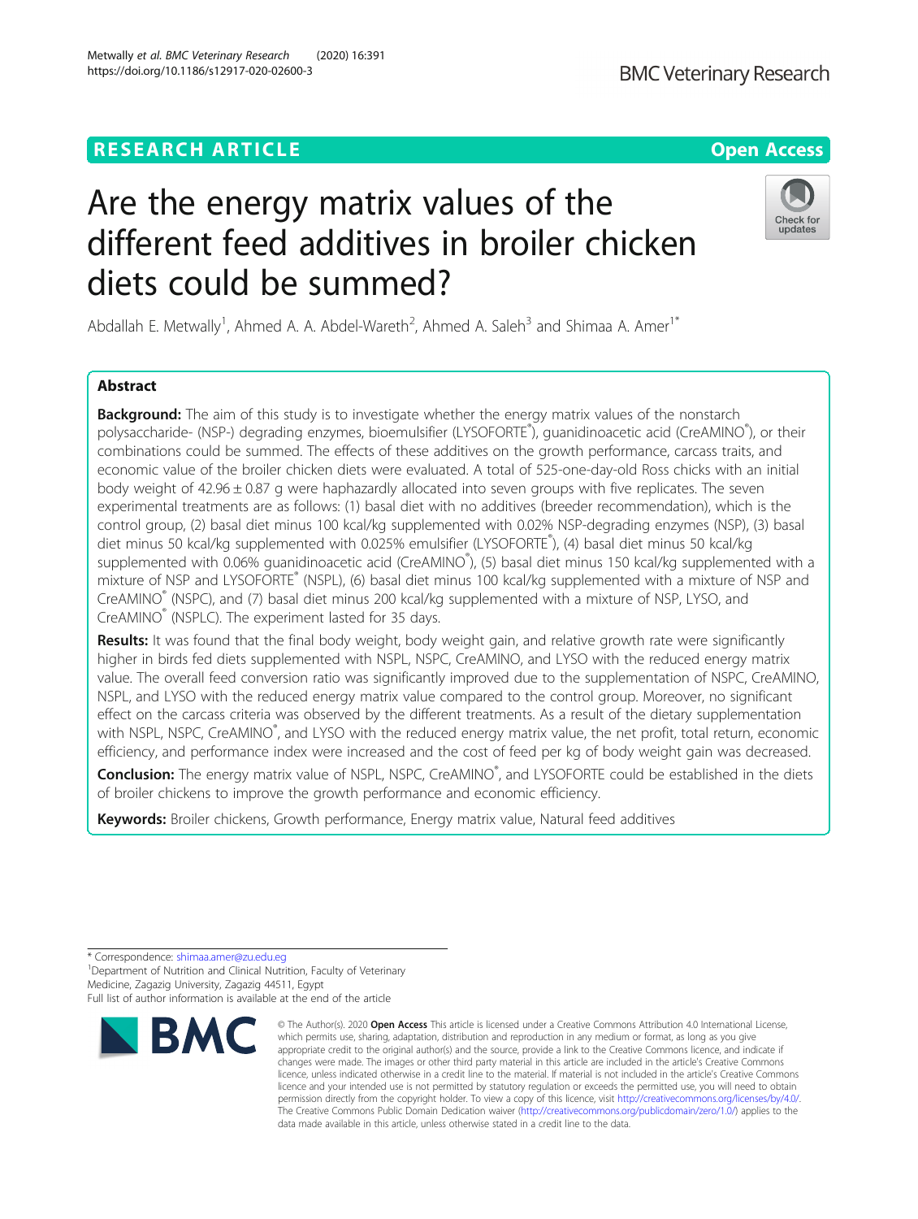RESEARCH ARTICLE

Open Access

# Are the energy matrix values of the different feed additives in broiler chicken diets could be summed?

Abdallah E. Metwally[1], Ahmed A. A. Abdel-Wareth[2], Ahmed A. Saleh[3] and Shimaa A. Amer[1*]

## Abstract

**Background:** The aim of this study is to investigate whether the energy matrix values of the nonstarch polysaccharide- (NSP-) degrading enzymes, bioemulsifier (LYSOFORTE®), guanidinoacetic acid (CreAMINO®), or their combinations could be summed. The effects of these additives on the growth performance, carcass traits, and economic value of the broiler chicken diets were evaluated. A total of 525-one-day-old Ross chicks with an initial body weight of 42.96 ± 0.87 g were haphazardly allocated into seven groups with five replicates. The seven experimental treatments are as follows: (1) basal diet with no additives (breeder recommendation), which is the control group, (2) basal diet minus 100 kcal/kg supplemented with 0.02% NSP-degrading enzymes (NSP), (3) basal diet minus 50 kcal/kg supplemented with 0.025% emulsifier (LYSOFORTE®), (4) basal diet minus 50 kcal/kg supplemented with 0.06% guanidinoacetic acid (CreAMINO®), (5) basal diet minus 150 kcal/kg supplemented with a mixture of NSP and LYSOFORTE® (NSPL), (6) basal diet minus 100 kcal/kg supplemented with a mixture of NSP and CreAMINO® (NSPC), and (7) basal diet minus 200 kcal/kg supplemented with a mixture of NSP, LYSO, and CreAMINO® (NSPLC). The experiment lasted for 35 days.

**Results:** It was found that the final body weight, body weight gain, and relative growth rate were significantly higher in birds fed diets supplemented with NSPL, NSPC, CreAMINO, and LYSO with the reduced energy matrix value. The overall feed conversion ratio was significantly improved due to the supplementation of NSPC, CreAMINO, NSPL, and LYSO with the reduced energy matrix value compared to the control group. Moreover, no significant effect on the carcass criteria was observed by the different treatments. As a result of the dietary supplementation with NSPL, NSPC, CreAMINO®, and LYSO with the reduced energy matrix value, the net profit, total return, economic efficiency, and performance index were increased and the cost of feed per kg of body weight gain was decreased.

**Conclusion:** The energy matrix value of NSPL, NSPC, CreAMINO®, and LYSOFORTE could be established in the diets of broiler chickens to improve the growth performance and economic efficiency.

**Keywords:** Broiler chickens, Growth performance, Energy matrix value, Natural feed additives

* Correspondence: shimaa.amer@zu.edu.eg
[1]Department of Nutrition and Clinical Nutrition, Faculty of Veterinary Medicine, Zagazig University, Zagazig 44511, Egypt
Full list of author information is available at the end of the article

© The Author(s). 2020 **Open Access** This article is licensed under a Creative Commons Attribution 4.0 International License, which permits use, sharing, adaptation, distribution and reproduction in any medium or format, as long as you give appropriate credit to the original author(s) and the source, provide a link to the Creative Commons licence, and indicate if changes were made. The images or other third party material in this article are included in the article's Creative Commons licence, unless indicated otherwise in a credit line to the material. If material is not included in the article's Creative Commons licence and your intended use is not permitted by statutory regulation or exceeds the permitted use, you will need to obtain permission directly from the copyright holder. To view a copy of this licence, visit http://creativecommons.org/licenses/by/4.0/. The Creative Commons Public Domain Dedication waiver (http://creativecommons.org/publicdomain/zero/1.0/) applies to the data made available in this article, unless otherwise stated in a credit line to the data.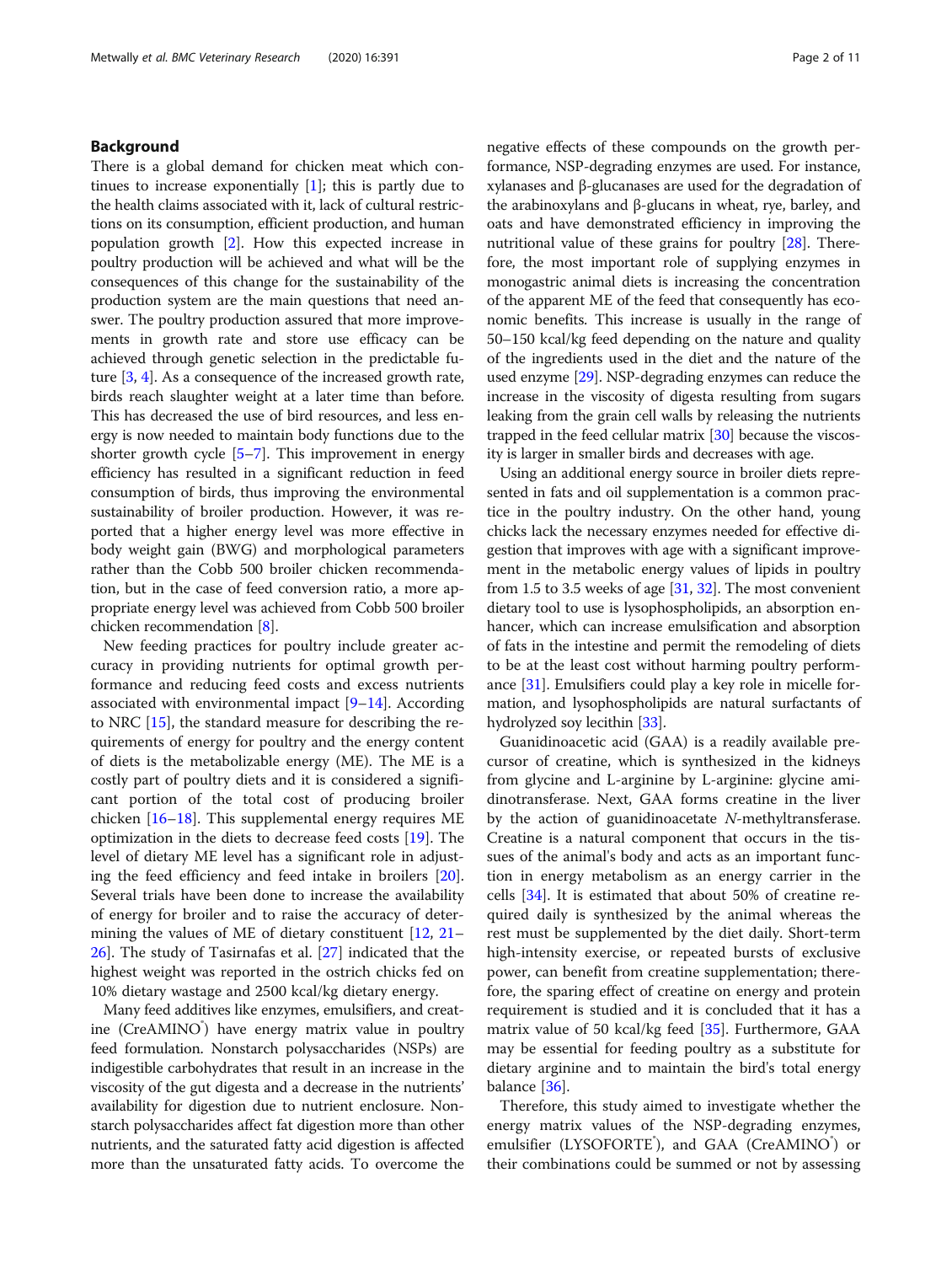## Background

There is a global demand for chicken meat which continues to increase exponentially [1]; this is partly due to the health claims associated with it, lack of cultural restrictions on its consumption, efficient production, and human population growth [2]. How this expected increase in poultry production will be achieved and what will be the consequences of this change for the sustainability of the production system are the main questions that need answer. The poultry production assured that more improvements in growth rate and store use efficacy can be achieved through genetic selection in the predictable future [3, 4]. As a consequence of the increased growth rate, birds reach slaughter weight at a later time than before. This has decreased the use of bird resources, and less energy is now needed to maintain body functions due to the shorter growth cycle [5–7]. This improvement in energy efficiency has resulted in a significant reduction in feed consumption of birds, thus improving the environmental sustainability of broiler production. However, it was reported that a higher energy level was more effective in body weight gain (BWG) and morphological parameters rather than the Cobb 500 broiler chicken recommendation, but in the case of feed conversion ratio, a more appropriate energy level was achieved from Cobb 500 broiler chicken recommendation [8].

New feeding practices for poultry include greater accuracy in providing nutrients for optimal growth performance and reducing feed costs and excess nutrients associated with environmental impact [9–14]. According to NRC [15], the standard measure for describing the requirements of energy for poultry and the energy content of diets is the metabolizable energy (ME). The ME is a costly part of poultry diets and it is considered a significant portion of the total cost of producing broiler chicken [16–18]. This supplemental energy requires ME optimization in the diets to decrease feed costs [19]. The level of dietary ME level has a significant role in adjusting the feed efficiency and feed intake in broilers [20]. Several trials have been done to increase the availability of energy for broiler and to raise the accuracy of determining the values of ME of dietary constituent [12, 21–26]. The study of Tasirnafas et al. [27] indicated that the highest weight was reported in the ostrich chicks fed on 10% dietary wastage and 2500 kcal/kg dietary energy.

Many feed additives like enzymes, emulsifiers, and creatine (CreAMINO®) have energy matrix value in poultry feed formulation. Nonstarch polysaccharides (NSPs) are indigestible carbohydrates that result in an increase in the viscosity of the gut digesta and a decrease in the nutrients' availability for digestion due to nutrient enclosure. Nonstarch polysaccharides affect fat digestion more than other nutrients, and the saturated fatty acid digestion is affected more than the unsaturated fatty acids. To overcome the negative effects of these compounds on the growth performance, NSP-degrading enzymes are used. For instance, xylanases and β-glucanases are used for the degradation of the arabinoxylans and β-glucans in wheat, rye, barley, and oats and have demonstrated efficiency in improving the nutritional value of these grains for poultry [28]. Therefore, the most important role of supplying enzymes in monogastric animal diets is increasing the concentration of the apparent ME of the feed that consequently has economic benefits. This increase is usually in the range of 50–150 kcal/kg feed depending on the nature and quality of the ingredients used in the diet and the nature of the used enzyme [29]. NSP-degrading enzymes can reduce the increase in the viscosity of digesta resulting from sugars leaking from the grain cell walls by releasing the nutrients trapped in the feed cellular matrix [30] because the viscosity is larger in smaller birds and decreases with age.

Using an additional energy source in broiler diets represented in fats and oil supplementation is a common practice in the poultry industry. On the other hand, young chicks lack the necessary enzymes needed for effective digestion that improves with age with a significant improvement in the metabolic energy values of lipids in poultry from 1.5 to 3.5 weeks of age [31, 32]. The most convenient dietary tool to use is lysophospholipids, an absorption enhancer, which can increase emulsification and absorption of fats in the intestine and permit the remodeling of diets to be at the least cost without harming poultry performance [31]. Emulsifiers could play a key role in micelle formation, and lysophospholipids are natural surfactants of hydrolyzed soy lecithin [33].

Guanidinoacetic acid (GAA) is a readily available precursor of creatine, which is synthesized in the kidneys from glycine and L-arginine by L-arginine: glycine amidinotransferase. Next, GAA forms creatine in the liver by the action of guanidinoacetate *N*-methyltransferase. Creatine is a natural component that occurs in the tissues of the animal's body and acts as an important function in energy metabolism as an energy carrier in the cells [34]. It is estimated that about 50% of creatine required daily is synthesized by the animal whereas the rest must be supplemented by the diet daily. Short-term high-intensity exercise, or repeated bursts of exclusive power, can benefit from creatine supplementation; therefore, the sparing effect of creatine on energy and protein requirement is studied and it is concluded that it has a matrix value of 50 kcal/kg feed [35]. Furthermore, GAA may be essential for feeding poultry as a substitute for dietary arginine and to maintain the bird's total energy balance [36].

Therefore, this study aimed to investigate whether the energy matrix values of the NSP-degrading enzymes, emulsifier (LYSOFORTE®), and GAA (CreAMINO®) or their combinations could be summed or not by assessing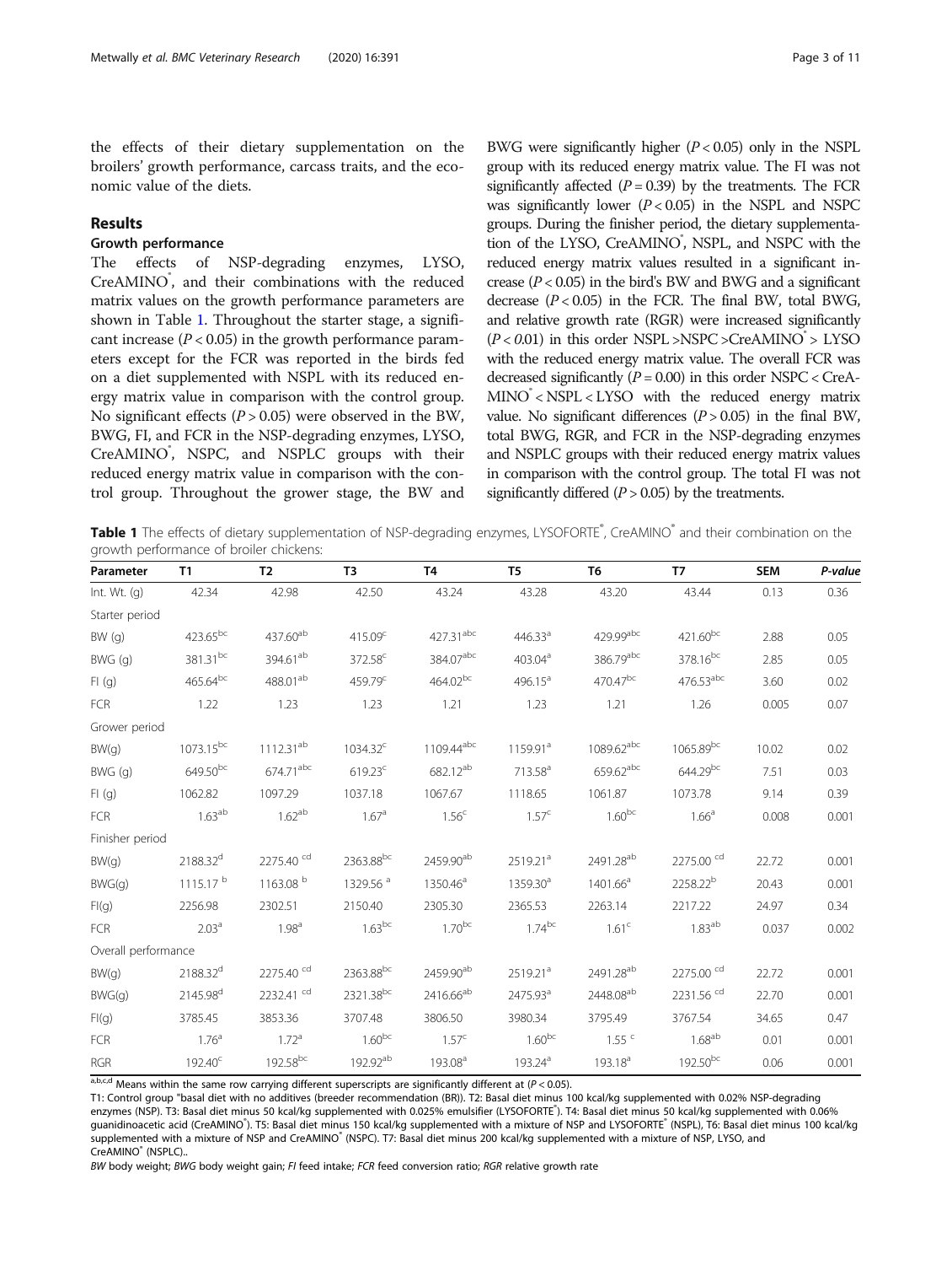the effects of their dietary supplementation on the broilers' growth performance, carcass traits, and the economic value of the diets.

## Results

### Growth performance

The effects of NSP-degrading enzymes, LYSO, CreAMINO®, and their combinations with the reduced matrix values on the growth performance parameters are shown in Table 1. Throughout the starter stage, a significant increase ($P < 0.05$) in the growth performance parameters except for the FCR was reported in the birds fed on a diet supplemented with NSPL with its reduced energy matrix value in comparison with the control group. No significant effects ($P > 0.05$) were observed in the BW, BWG, FI, and FCR in the NSP-degrading enzymes, LYSO, CreAMINO®, NSPC, and NSPLC groups with their reduced energy matrix value in comparison with the control group. Throughout the grower stage, the BW and BWG were significantly higher ($P < 0.05$) only in the NSPL group with its reduced energy matrix value. The FI was not significantly affected ($P = 0.39$) by the treatments. The FCR was significantly lower ($P < 0.05$) in the NSPL and NSPC groups. During the finisher period, the dietary supplementation of the LYSO, CreAMINO®, NSPL, and NSPC with the reduced energy matrix values resulted in a significant increase ($P < 0.05$) in the bird's BW and BWG and a significant decrease ($P < 0.05$) in the FCR. The final BW, total BWG, and relative growth rate (RGR) were increased significantly ($P < 0.01$) in this order NSPL >NSPC >CreAMINO® > LYSO with the reduced energy matrix value. The overall FCR was decreased significantly ($P = 0.00$) in this order NSPC < CreAMINO® < NSPL < LYSO with the reduced energy matrix value. No significant differences ($P > 0.05$) in the final BW, total BWG, RGR, and FCR in the NSP-degrading enzymes and NSPLC groups with their reduced energy matrix values in comparison with the control group. The total FI was not significantly differed ($P > 0.05$) by the treatments.

**Table 1** The effects of dietary supplementation of NSP-degrading enzymes, LYSOFORTE®, CreAMINO® and their combination on the growth performance of broiler chickens:

| Parameter | T1 | T2 | T3 | T4 | T5 | T6 | T7 | SEM | *P-value* |
|---|---|---|---|---|---|---|---|---|---|
| Int. Wt. (g) | 42.34 | 42.98 | 42.50 | 43.24 | 43.28 | 43.20 | 43.44 | 0.13 | 0.36 |
| Starter period | | | | | | | | | |
| BW (g) | 423.65$^{bc}$ | 437.60$^{ab}$ | 415.09$^{c}$ | 427.31$^{abc}$ | 446.33$^{a}$ | 429.99$^{abc}$ | 421.60$^{bc}$ | 2.88 | 0.05 |
| BWG (g) | 381.31$^{bc}$ | 394.61$^{ab}$ | 372.58$^{c}$ | 384.07$^{abc}$ | 403.04$^{a}$ | 386.79$^{abc}$ | 378.16$^{bc}$ | 2.85 | 0.05 |
| FI (g) | 465.64$^{bc}$ | 488.01$^{ab}$ | 459.79$^{c}$ | 464.02$^{bc}$ | 496.15$^{a}$ | 470.47$^{bc}$ | 476.53$^{abc}$ | 3.60 | 0.02 |
| FCR | 1.22 | 1.23 | 1.23 | 1.21 | 1.23 | 1.21 | 1.26 | 0.005 | 0.07 |
| Grower period | | | | | | | | | |
| BW(g) | 1073.15$^{bc}$ | 1112.31$^{ab}$ | 1034.32$^{c}$ | 1109.44$^{abc}$ | 1159.91$^{a}$ | 1089.62$^{abc}$ | 1065.89$^{bc}$ | 10.02 | 0.02 |
| BWG (g) | 649.50$^{bc}$ | 674.71$^{abc}$ | 619.23$^{c}$ | 682.12$^{ab}$ | 713.58$^{a}$ | 659.62$^{abc}$ | 644.29$^{bc}$ | 7.51 | 0.03 |
| FI (g) | 1062.82 | 1097.29 | 1037.18 | 1067.67 | 1118.65 | 1061.87 | 1073.78 | 9.14 | 0.39 |
| FCR | 1.63$^{ab}$ | 1.62$^{ab}$ | 1.67$^{a}$ | 1.56$^{c}$ | 1.57$^{c}$ | 1.60$^{bc}$ | 1.66$^{a}$ | 0.008 | 0.001 |
| Finisher period | | | | | | | | | |
| BW(g) | 2188.32$^{d}$ | 2275.40$^{cd}$ | 2363.88$^{bc}$ | 2459.90$^{ab}$ | 2519.21$^{a}$ | 2491.28$^{ab}$ | 2275.00$^{cd}$ | 22.72 | 0.001 |
| BWG(g) | 1115.17$^{b}$ | 1163.08$^{b}$ | 1329.56$^{a}$ | 1350.46$^{a}$ | 1359.30$^{a}$ | 1401.66$^{a}$ | 2258.22$^{b}$ | 20.43 | 0.001 |
| FI(g) | 2256.98 | 2302.51 | 2150.40 | 2305.30 | 2365.53 | 2263.14 | 2217.22 | 24.97 | 0.34 |
| FCR | 2.03$^{a}$ | 1.98$^{a}$ | 1.63$^{bc}$ | 1.70$^{bc}$ | 1.74$^{bc}$ | 1.61$^{c}$ | 1.83$^{ab}$ | 0.037 | 0.002 |
| Overall performance | | | | | | | | | |
| BW(g) | 2188.32$^{d}$ | 2275.40$^{cd}$ | 2363.88$^{bc}$ | 2459.90$^{ab}$ | 2519.21$^{a}$ | 2491.28$^{ab}$ | 2275.00$^{cd}$ | 22.72 | 0.001 |
| BWG(g) | 2145.98$^{d}$ | 2232.41$^{cd}$ | 2321.38$^{bc}$ | 2416.66$^{ab}$ | 2475.93$^{a}$ | 2448.08$^{ab}$ | 2231.56$^{cd}$ | 22.70 | 0.001 |
| FI(g) | 3785.45 | 3853.36 | 3707.48 | 3806.50 | 3980.34 | 3795.49 | 3767.54 | 34.65 | 0.47 |
| FCR | 1.76$^{a}$ | 1.72$^{a}$ | 1.60$^{bc}$ | 1.57$^{c}$ | 1.60$^{bc}$ | 1.55$^{c}$ | 1.68$^{ab}$ | 0.01 | 0.001 |
| RGR | 192.40$^{c}$ | 192.58$^{bc}$ | 192.92$^{ab}$ | 193.08$^{a}$ | 193.24$^{a}$ | 193.18$^{a}$ | 192.50$^{bc}$ | 0.06 | 0.001 |

$^{a,b,c,d}$ Means within the same row carrying different superscripts are significantly different at ($P < 0.05$).

T1: Control group "basal diet with no additives (breeder recommendation (BR)). T2: Basal diet minus 100 kcal/kg supplemented with 0.02% NSP-degrading enzymes (NSP). T3: Basal diet minus 50 kcal/kg supplemented with 0.025% emulsifier (LYSOFORTE®). T4: Basal diet minus 50 kcal/kg supplemented with 0.06% guanidinoacetic acid (CreAMINO®). T5: Basal diet minus 150 kcal/kg supplemented with a mixture of NSP and LYSOFORTE® (NSPL), T6: Basal diet minus 100 kcal/kg supplemented with a mixture of NSP and CreAMINO® (NSPC). T7: Basal diet minus 200 kcal/kg supplemented with a mixture of NSP, LYSO, and CreAMINO® (NSPLC)..

*BW* body weight; *BWG* body weight gain; *FI* feed intake; *FCR* feed conversion ratio; *RGR* relative growth rate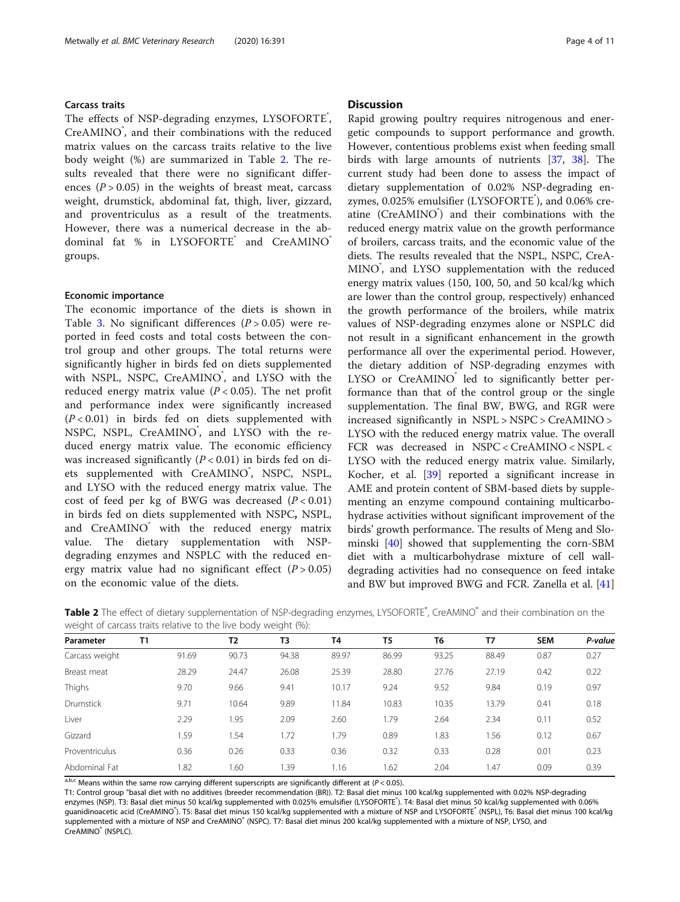### Carcass traits

The effects of NSP-degrading enzymes, LYSOFORTE®, CreAMINO®, and their combinations with the reduced matrix values on the carcass traits relative to the live body weight (%) are summarized in Table 2. The results revealed that there were no significant differences ($P > 0.05$) in the weights of breast meat, carcass weight, drumstick, abdominal fat, thigh, liver, gizzard, and proventriculus as a result of the treatments. However, there was a numerical decrease in the abdominal fat % in LYSOFORTE® and CreAMINO® groups.

### Economic importance

The economic importance of the diets is shown in Table 3. No significant differences ($P > 0.05$) were reported in feed costs and total costs between the control group and other groups. The total returns were significantly higher in birds fed on diets supplemented with NSPL, NSPC, CreAMINO®, and LYSO with the reduced energy matrix value ($P < 0.05$). The net profit and performance index were significantly increased ($P < 0.01$) in birds fed on diets supplemented with NSPC, NSPL, CreAMINO®, and LYSO with the reduced energy matrix value. The economic efficiency was increased significantly ($P < 0.01$) in birds fed on diets supplemented with CreAMINO®, NSPC, NSPL, and LYSO with the reduced energy matrix value. The cost of feed per kg of BWG was decreased ($P < 0.01$) in birds fed on diets supplemented with NSPC, NSPL, and CreAMINO® with the reduced energy matrix value. The dietary supplementation with NSP-degrading enzymes and NSPLC with the reduced energy matrix value had no significant effect ($P > 0.05$) on the economic value of the diets.

## Discussion

Rapid growing poultry requires nitrogenous and energetic compounds to support performance and growth. However, contentious problems exist when feeding small birds with large amounts of nutrients [37, 38]. The current study had been done to assess the impact of dietary supplementation of 0.02% NSP-degrading enzymes, 0.025% emulsifier (LYSOFORTE®), and 0.06% creatine (CreAMINO®) and their combinations with the reduced energy matrix value on the growth performance of broilers, carcass traits, and the economic value of the diets. The results revealed that the NSPL, NSPC, CreAMINO®, and LYSO supplementation with the reduced energy matrix values (150, 100, 50, and 50 kcal/kg which are lower than the control group, respectively) enhanced the growth performance of the broilers, while matrix values of NSP-degrading enzymes alone or NSPLC did not result in a significant enhancement in the growth performance all over the experimental period. However, the dietary addition of NSP-degrading enzymes with LYSO or CreAMINO® led to significantly better performance than that of the control group or the single supplementation. The final BW, BWG, and RGR were increased significantly in NSPL > NSPC > CreAMINO > LYSO with the reduced energy matrix value. The overall FCR was decreased in NSPC < CreAMINO < NSPL < LYSO with the reduced energy matrix value. Similarly, Kocher, et al. [39] reported a significant increase in AME and protein content of SBM-based diets by supplementing an enzyme compound containing multicarbohydrase activities without significant improvement of the birds' growth performance. The results of Meng and Slominski [40] showed that supplementing the corn-SBM diet with a multicarbohydrase mixture of cell wall-degrading activities had no consequence on feed intake and BW but improved BWG and FCR. Zanella et al. [41]

**Table 2** The effect of dietary supplementation of NSP-degrading enzymes, LYSOFORTE®, CreAMINO® and their combination on the weight of carcass traits relative to the live body weight (%):

| Parameter | T1 | T2 | T3 | T4 | T5 | T6 | T7 | SEM | *P-value* |
|---|---|---|---|---|---|---|---|---|---|
| Carcass weight | 91.69 | 90.73 | 94.38 | 89.97 | 86.99 | 93.25 | 88.49 | 0.87 | 0.27 |
| Breast meat | 28.29 | 24.47 | 26.08 | 25.39 | 28.80 | 27.76 | 27.19 | 0.42 | 0.22 |
| Thighs | 9.70 | 9.66 | 9.41 | 10.17 | 9.24 | 9.52 | 9.84 | 0.19 | 0.97 |
| Drumstick | 9.71 | 10.64 | 9.89 | 11.84 | 10.83 | 10.35 | 13.79 | 0.41 | 0.18 |
| Liver | 2.29 | 1.95 | 2.09 | 2.60 | 1.79 | 2.64 | 2.34 | 0.11 | 0.52 |
| Gizzard | 1.59 | 1.54 | 1.72 | 1.79 | 0.89 | 1.83 | 1.56 | 0.12 | 0.67 |
| Proventriculus | 0.36 | 0.26 | 0.33 | 0.36 | 0.32 | 0.33 | 0.28 | 0.01 | 0.23 |
| Abdominal Fat | 1.82 | 1.60 | 1.39 | 1.16 | 1.62 | 2.04 | 1.47 | 0.09 | 0.39 |

a,b,c Means within the same row carrying different superscripts are significantly different at ($P < 0.05$).

T1: Control group "basal diet with no additives (breeder recommendation (BR)). T2: Basal diet minus 100 kcal/kg supplemented with 0.02% NSP-degrading enzymes (NSP). T3: Basal diet minus 50 kcal/kg supplemented with 0.025% emulsifier (LYSOFORTE®). T4: Basal diet minus 50 kcal/kg supplemented with 0.06% guanidinoacetic acid (CreAMINO®). T5: Basal diet minus 150 kcal/kg supplemented with a mixture of NSP and LYSOFORTE® (NSPL), T6: Basal diet minus 100 kcal/kg supplemented with a mixture of NSP and CreAMINO® (NSPC). T7: Basal diet minus 200 kcal/kg supplemented with a mixture of NSP, LYSO, and CreAMINO® (NSPLC).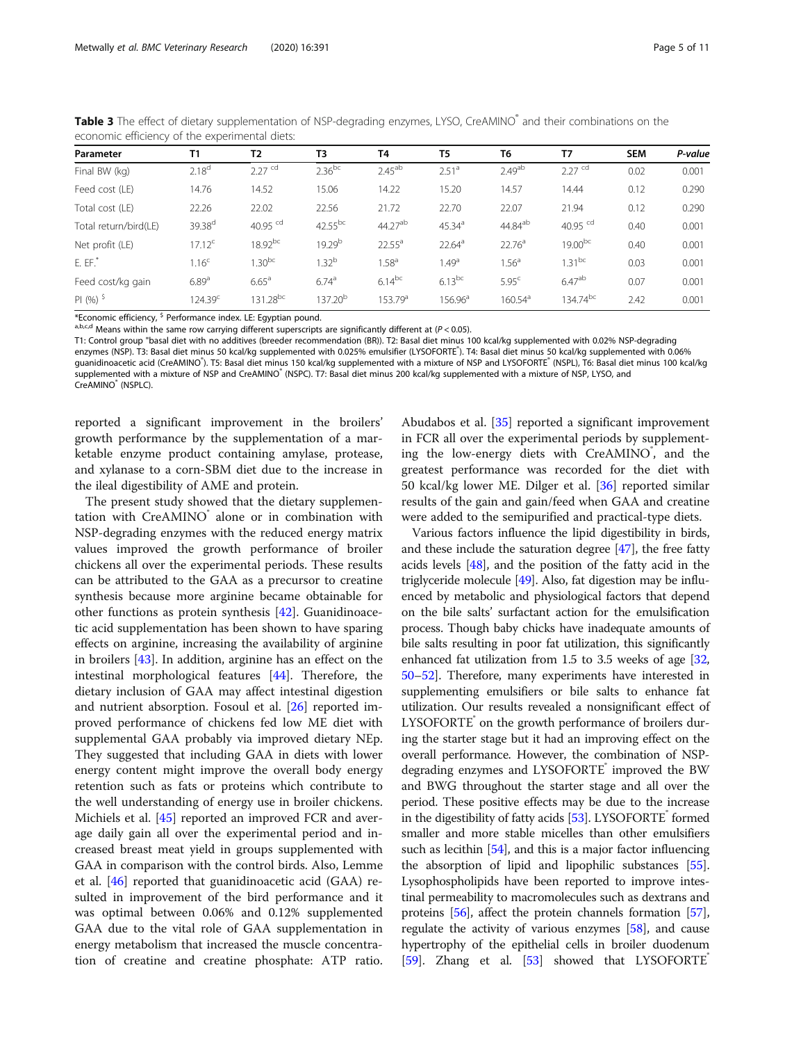**Table 3** The effect of dietary supplementation of NSP-degrading enzymes, LYSO, CreAMINO® and their combinations on the economic efficiency of the experimental diets:

| Parameter | T1 | T2 | T3 | T4 | T5 | T6 | T7 | SEM | *P-value* |
|---|---|---|---|---|---|---|---|---|---|
| Final BW (kg) | 2.18$^{d}$ | 2.27 $^{cd}$ | 2.36$^{bc}$ | 2.45$^{ab}$ | 2.51$^{a}$ | 2.49$^{ab}$ | 2.27 $^{cd}$ | 0.02 | 0.001 |
| Feed cost (LE) | 14.76 | 14.52 | 15.06 | 14.22 | 15.20 | 14.57 | 14.44 | 0.12 | 0.290 |
| Total cost (LE) | 22.26 | 22.02 | 22.56 | 21.72 | 22.70 | 22.07 | 21.94 | 0.12 | 0.290 |
| Total return/bird(LE) | 39.38$^{d}$ | 40.95 $^{cd}$ | 42.55$^{bc}$ | 44.27$^{ab}$ | 45.34$^{a}$ | 44.84$^{ab}$ | 40.95 $^{cd}$ | 0.40 | 0.001 |
| Net profit (LE) | 17.12$^{c}$ | 18.92$^{bc}$ | 19.29$^{b}$ | 22.55$^{a}$ | 22.64$^{a}$ | 22.76$^{a}$ | 19.00$^{bc}$ | 0.40 | 0.001 |
| E. EF.* | 1.16$^{c}$ | 1.30$^{bc}$ | 1.32$^{b}$ | 1.58$^{a}$ | 1.49$^{a}$ | 1.56$^{a}$ | 1.31$^{bc}$ | 0.03 | 0.001 |
| Feed cost/kg gain | 6.89$^{a}$ | 6.65$^{a}$ | 6.74$^{a}$ | 6.14$^{bc}$ | 6.13$^{bc}$ | 5.95$^{c}$ | 6.47$^{ab}$ | 0.07 | 0.001 |
| PI (%) $ | 124.39$^{c}$ | 131.28$^{bc}$ | 137.20$^{b}$ | 153.79$^{a}$ | 156.96$^{a}$ | 160.54$^{a}$ | 134.74$^{bc}$ | 2.42 | 0.001 |

*Economic efficiency, $ Performance index. LE: Egyptian pound.

a,b,c,d Means within the same row carrying different superscripts are significantly different at ($P < 0.05$).

T1: Control group "basal diet with no additives (breeder recommendation (BR)). T2: Basal diet minus 100 kcal/kg supplemented with 0.02% NSP-degrading enzymes (NSP). T3: Basal diet minus 50 kcal/kg supplemented with 0.025% emulsifier (LYSOFORTE®). T4: Basal diet minus 50 kcal/kg supplemented with 0.06% guanidinoacetic acid (CreAMINO®). T5: Basal diet minus 150 kcal/kg supplemented with a mixture of NSP and LYSOFORTE® (NSPL), T6: Basal diet minus 100 kcal/kg supplemented with a mixture of NSP and CreAMINO® (NSPC). T7: Basal diet minus 200 kcal/kg supplemented with a mixture of NSP, LYSO, and CreAMINO® (NSPLC).

reported a significant improvement in the broilers' growth performance by the supplementation of a marketable enzyme product containing amylase, protease, and xylanase to a corn-SBM diet due to the increase in the ileal digestibility of AME and protein.

The present study showed that the dietary supplementation with CreAMINO® alone or in combination with NSP-degrading enzymes with the reduced energy matrix values improved the growth performance of broiler chickens all over the experimental periods. These results can be attributed to the GAA as a precursor to creatine synthesis because more arginine became obtainable for other functions as protein synthesis [42]. Guanidinoacetic acid supplementation has been shown to have sparing effects on arginine, increasing the availability of arginine in broilers [43]. In addition, arginine has an effect on the intestinal morphological features [44]. Therefore, the dietary inclusion of GAA may affect intestinal digestion and nutrient absorption. Fosoul et al. [26] reported improved performance of chickens fed low ME diet with supplemental GAA probably via improved dietary NEp. They suggested that including GAA in diets with lower energy content might improve the overall body energy retention such as fats or proteins which contribute to the well understanding of energy use in broiler chickens. Michiels et al. [45] reported an improved FCR and average daily gain all over the experimental period and increased breast meat yield in groups supplemented with GAA in comparison with the control birds. Also, Lemme et al. [46] reported that guanidinoacetic acid (GAA) resulted in improvement of the bird performance and it was optimal between 0.06% and 0.12% supplemented GAA due to the vital role of GAA supplementation in energy metabolism that increased the muscle concentration of creatine and creatine phosphate: ATP ratio. Abudabos et al. [35] reported a significant improvement in FCR all over the experimental periods by supplementing the low-energy diets with CreAMINO®, and the greatest performance was recorded for the diet with 50 kcal/kg lower ME. Dilger et al. [36] reported similar results of the gain and gain/feed when GAA and creatine were added to the semipurified and practical-type diets.

Various factors influence the lipid digestibility in birds, and these include the saturation degree [47], the free fatty acids levels [48], and the position of the fatty acid in the triglyceride molecule [49]. Also, fat digestion may be influenced by metabolic and physiological factors that depend on the bile salts' surfactant action for the emulsification process. Though baby chicks have inadequate amounts of bile salts resulting in poor fat utilization, this significantly enhanced fat utilization from 1.5 to 3.5 weeks of age [32, 50–52]. Therefore, many experiments have interested in supplementing emulsifiers or bile salts to enhance fat utilization. Our results revealed a nonsignificant effect of LYSOFORTE® on the growth performance of broilers during the starter stage but it had an improving effect on the overall performance. However, the combination of NSP-degrading enzymes and LYSOFORTE® improved the BW and BWG throughout the starter stage and all over the period. These positive effects may be due to the increase in the digestibility of fatty acids [53]. LYSOFORTE® formed smaller and more stable micelles than other emulsifiers such as lecithin [54], and this is a major factor influencing the absorption of lipid and lipophilic substances [55]. Lysophospholipids have been reported to improve intestinal permeability to macromolecules such as dextrans and proteins [56], affect the protein channels formation [57], regulate the activity of various enzymes [58], and cause hypertrophy of the epithelial cells in broiler duodenum [59]. Zhang et al. [53] showed that LYSOFORTE®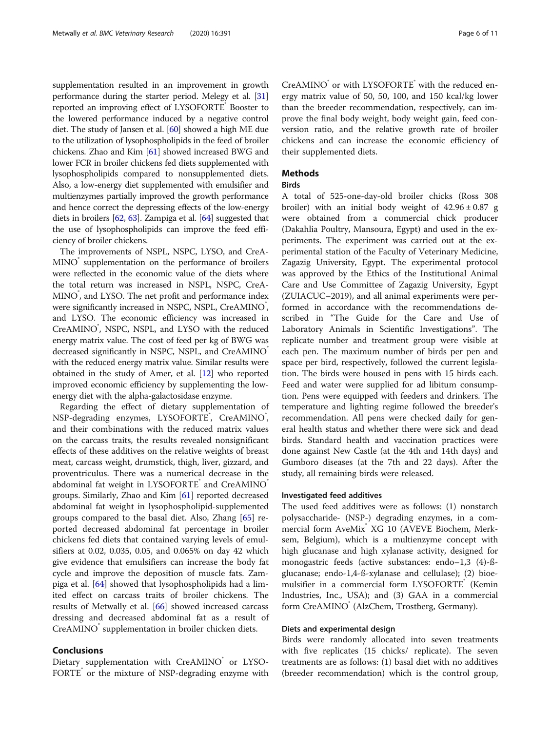supplementation resulted in an improvement in growth performance during the starter period. Melegy et al. [31] reported an improving effect of LYSOFORTE® Booster to the lowered performance induced by a negative control diet. The study of Jansen et al. [60] showed a high ME due to the utilization of lysophospholipids in the feed of broiler chickens. Zhao and Kim [61] showed increased BWG and lower FCR in broiler chickens fed diets supplemented with lysophospholipids compared to nonsupplemented diets. Also, a low-energy diet supplemented with emulsifier and multienzymes partially improved the growth performance and hence correct the depressing effects of the low-energy diets in broilers [62, 63]. Zampiga et al. [64] suggested that the use of lysophospholipids can improve the feed efficiency of broiler chickens.

The improvements of NSPL, NSPC, LYSO, and CreAMINO® supplementation on the performance of broilers were reflected in the economic value of the diets where the total return was increased in NSPL, NSPC, CreAMINO®, and LYSO. The net profit and performance index were significantly increased in NSPC, NSPL, CreAMINO®, and LYSO. The economic efficiency was increased in CreAMINO®, NSPC, NSPL, and LYSO with the reduced energy matrix value. The cost of feed per kg of BWG was decreased significantly in NSPC, NSPL, and CreAMINO® with the reduced energy matrix value. Similar results were obtained in the study of Amer, et al. [12] who reported improved economic efficiency by supplementing the low-energy diet with the alpha-galactosidase enzyme.

Regarding the effect of dietary supplementation of NSP-degrading enzymes, LYSOFORTE®, CreAMINO®, and their combinations with the reduced matrix values on the carcass traits, the results revealed nonsignificant effects of these additives on the relative weights of breast meat, carcass weight, drumstick, thigh, liver, gizzard, and proventriculus. There was a numerical decrease in the abdominal fat weight in LYSOFORTE® and CreAMINO® groups. Similarly, Zhao and Kim [61] reported decreased abdominal fat weight in lysophospholipid-supplemented groups compared to the basal diet. Also, Zhang [65] reported decreased abdominal fat percentage in broiler chickens fed diets that contained varying levels of emulsifiers at 0.02, 0.035, 0.05, and 0.065% on day 42 which give evidence that emulsifiers can increase the body fat cycle and improve the deposition of muscle fats. Zampiga et al. [64] showed that lysophospholipids had a limited effect on carcass traits of broiler chickens. The results of Metwally et al. [66] showed increased carcass dressing and decreased abdominal fat as a result of CreAMINO® supplementation in broiler chicken diets.

## Conclusions

Dietary supplementation with CreAMINO® or LYSOFORTE® or the mixture of NSP-degrading enzyme with CreAMINO® or with LYSOFORTE® with the reduced energy matrix value of 50, 50, 100, and 150 kcal/kg lower than the breeder recommendation, respectively, can improve the final body weight, body weight gain, feed conversion ratio, and the relative growth rate of broiler chickens and can increase the economic efficiency of their supplemented diets.

## Methods

### Birds

A total of 525-one-day-old broiler chicks (Ross 308 broiler) with an initial body weight of $42.96 \pm 0.87$ g were obtained from a commercial chick producer (Dakahlia Poultry, Mansoura, Egypt) and used in the experiments. The experiment was carried out at the experimental station of the Faculty of Veterinary Medicine, Zagazig University, Egypt. The experimental protocol was approved by the Ethics of the Institutional Animal Care and Use Committee of Zagazig University, Egypt (ZUIACUC–2019), and all animal experiments were performed in accordance with the recommendations described in "The Guide for the Care and Use of Laboratory Animals in Scientific Investigations". The replicate number and treatment group were visible at each pen. The maximum number of birds per pen and space per bird, respectively, followed the current legislation. The birds were housed in pens with 15 birds each. Feed and water were supplied for ad libitum consumption. Pens were equipped with feeders and drinkers. The temperature and lighting regime followed the breeder's recommendation. All pens were checked daily for general health status and whether there were sick and dead birds. Standard health and vaccination practices were done against New Castle (at the 4th and 14th days) and Gumboro diseases (at the 7th and 22 days). After the study, all remaining birds were released.

### Investigated feed additives

The used feed additives were as follows: (1) nonstarch polysaccharide- (NSP-) degrading enzymes, in a commercial form AveMix® XG 10 (AVEVE Biochem, Merksem, Belgium), which is a multienzyme concept with high glucanase and high xylanase activity, designed for monogastric feeds (active substances: endo–1,3 (4)-ß-glucanase; endo-1,4-ß-xylanase and cellulase); (2) bioemulsifier in a commercial form LYSOFORTE® (Kemin Industries, Inc., USA); and (3) GAA in a commercial form CreAMINO® (AlzChem, Trostberg, Germany).

### Diets and experimental design

Birds were randomly allocated into seven treatments with five replicates (15 chicks/ replicate). The seven treatments are as follows: (1) basal diet with no additives (breeder recommendation) which is the control group,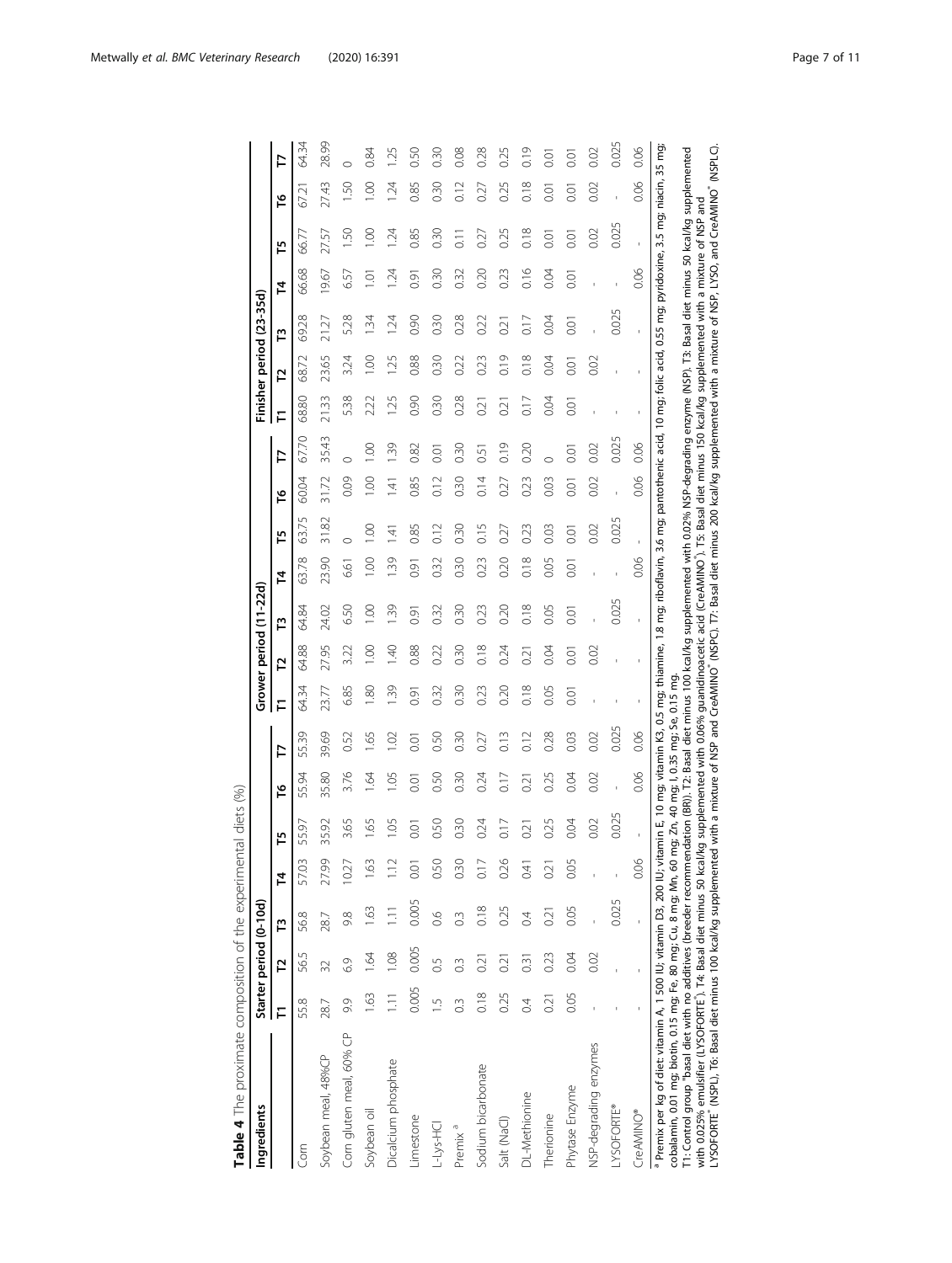**Table 4** The proximate composition of the experimental diets (%)

| Ingredients | Starter period (0-10d) | | | | | | | Grower period (11-22d) | | | | | | | Finisher period (23-35d) | | | | | | |
|---|---|---|---|---|---|---|---|---|---|---|---|---|---|---|---|---|---|---|---|---|---|
| | T1 | T2 | T3 | T4 | T5 | T6 | T7 | T1 | T2 | T3 | T4 | T5 | T6 | T7 | T1 | T2 | T3 | T4 | T5 | T6 | T7 |
| Corn | 55.8 | 56.5 | 56.8 | 57.03 | 55.97 | 55.94 | 55.39 | 64.34 | 64.88 | 64.84 | 63.78 | 63.75 | 60.04 | 67.70 | 68.80 | 68.72 | 69.28 | 66.68 | 66.77 | 67.21 | 64.34 |
| Soybean meal, 48%CP | 28.7 | 32 | 28.7 | 27.99 | 35.92 | 35.80 | 39.69 | 23.77 | 27.95 | 24.02 | 23.90 | 31.82 | 31.72 | 35.43 | 21.33 | 23.65 | 21.27 | 19.67 | 27.57 | 27.43 | 28.99 |
| Corn gluten meal, 60% CP | 9.9 | 6.9 | 9.8 | 10.27 | 3.65 | 3.76 | 0.52 | 6.85 | 3.22 | 6.50 | 6.61 | 0 | 0.09 | 0 | 5.38 | 3.24 | 5.28 | 6.57 | 1.50 | 1.50 | 0 |
| Soybean oil | 1.63 | 1.64 | 1.63 | 1.63 | 1.65 | 1.64 | 1.65 | 1.80 | 1.00 | 1.00 | 1.00 | 1.00 | 1.00 | 1.00 | 2.22 | 1.00 | 1.34 | 1.01 | 1.00 | 1.00 | 0.84 |
| Dicalcium phosphate | 1.11 | 1.08 | 1.11 | 1.12 | 1.05 | 1.05 | 1.02 | 1.39 | 1.40 | 1.39 | 1.39 | 1.41 | 1.41 | 1.39 | 1.25 | 1.25 | 1.24 | 1.24 | 1.24 | 1.24 | 1.25 |
| Limestone | 0.005 | 0.005 | 0.005 | 0.01 | 0.01 | 0.01 | 0.01 | 0.91 | 0.88 | 0.91 | 0.91 | 0.85 | 0.85 | 0.82 | 0.90 | 0.88 | 0.90 | 0.91 | 0.85 | 0.85 | 0.50 |
| L-Lys-HCl | 1.5 | 0.5 | 0.6 | 0.50 | 0.50 | 0.50 | 0.50 | 0.32 | 0.22 | 0.32 | 0.32 | 0.12 | 0.12 | 0.01 | 0.30 | 0.30 | 0.30 | 0.30 | 0.30 | 0.30 | 0.30 |
| Premix [a] | 0.3 | 0.3 | 0.3 | 0.30 | 0.30 | 0.30 | 0.30 | 0.30 | 0.30 | 0.30 | 0.30 | 0.30 | 0.30 | 0.30 | 0.28 | 0.22 | 0.28 | 0.32 | 0.11 | 0.12 | 0.08 |
| Sodium bicarbonate | 0.18 | 0.21 | 0.18 | 0.17 | 0.24 | 0.24 | 0.27 | 0.23 | 0.18 | 0.23 | 0.23 | 0.15 | 0.14 | 0.51 | 0.21 | 0.23 | 0.22 | 0.20 | 0.27 | 0.27 | 0.28 |
| Salt (NaCl) | 0.25 | 0.21 | 0.25 | 0.26 | 0.17 | 0.17 | 0.13 | 0.20 | 0.24 | 0.20 | 0.20 | 0.27 | 0.27 | 0.19 | 0.21 | 0.19 | 0.21 | 0.23 | 0.25 | 0.25 | 0.25 |
| DL-Methionine | 0.4 | 0.31 | 0.4 | 0.41 | 0.21 | 0.21 | 0.12 | 0.18 | 0.21 | 0.18 | 0.18 | 0.23 | 0.23 | 0.20 | 0.17 | 0.18 | 0.17 | 0.16 | 0.18 | 0.18 | 0.19 |
| Therionine | 0.21 | 0.23 | 0.21 | 0.21 | 0.25 | 0.25 | 0.28 | 0.05 | 0.04 | 0.05 | 0.05 | 0.03 | 0.03 | 0 | 0.04 | 0.04 | 0.04 | 0.04 | 0.01 | 0.01 | 0.01 |
| Phytase Enzyme | 0.05 | 0.04 | 0.05 | 0.05 | 0.04 | 0.04 | 0.03 | 0.01 | 0.01 | 0.01 | 0.01 | 0.01 | 0.01 | 0.01 | 0.01 | 0.01 | 0.01 | 0.01 | 0.01 | 0.01 | 0.01 |
| NSP-degrading enzymes | - | 0.02 | - | - | 0.02 | 0.02 | 0.02 | - | 0.02 | - | - | 0.02 | 0.02 | 0.02 | - | 0.02 | - | - | 0.02 | 0.02 | 0.02 |
| LYSOFORTE® | - | - | 0.025 | - | 0.025 | - | 0.025 | - | - | 0.025 | - | 0.025 | - | 0.025 | - | - | 0.025 | - | 0.025 | - | 0.025 |
| CreAMINO® | - | - | - | 0.06 | - | 0.06 | 0.06 | - | - | - | 0.06 | - | 0.06 | 0.06 | - | - | - | 0.06 | - | 0.06 | 0.06 |

[a] Premix per kg of diet: vitamin A, 1 500 IU; vitamin D3, 200 IU; vitamin E, 10 mg; vitamin K3, 0.5 mg; thiamine, 1.8 mg; riboflavin, 3.6 mg; pantothenic acid, 10 mg; folic acid, 0.55 mg; pyridoxine, 3.5 mg; niacin, 35 mg; cobalamin, 0.01 mg; biotin, 0.15 mg; Fe, 80 mg; Cu, 8 mg; Mn, 60 mg; Zn, 40 mg; I, 0.35 mg; Se, 0.15 mg.

T1: Control group "basal diet with no additives (breeder recommendation (BR)). T2: Basal diet minus 100 kcal/kg supplemented with 0.02% NSP-degrading enzyme (NSP). T3: Basal diet minus 50 kcal/kg supplemented with 0.025% emulsifier (LYSOFORTE®). T4: Basal diet minus 50 kcal/kg supplemented with 0.06% guanidinoacetic acid (CreAMINO®). T5: Basal diet minus 150 kcal/kg supplemented with a mixture of NSP and LYSOFORTE® (NSPL). T6: Basal diet minus 100 kcal/kg supplemented with a mixture of NSP and CreAMINO® (NSPC). T7: Basal diet minus 200 kcal/kg supplemented with a mixture of NSP, LYSO, and CreAMINO® (NSPLC).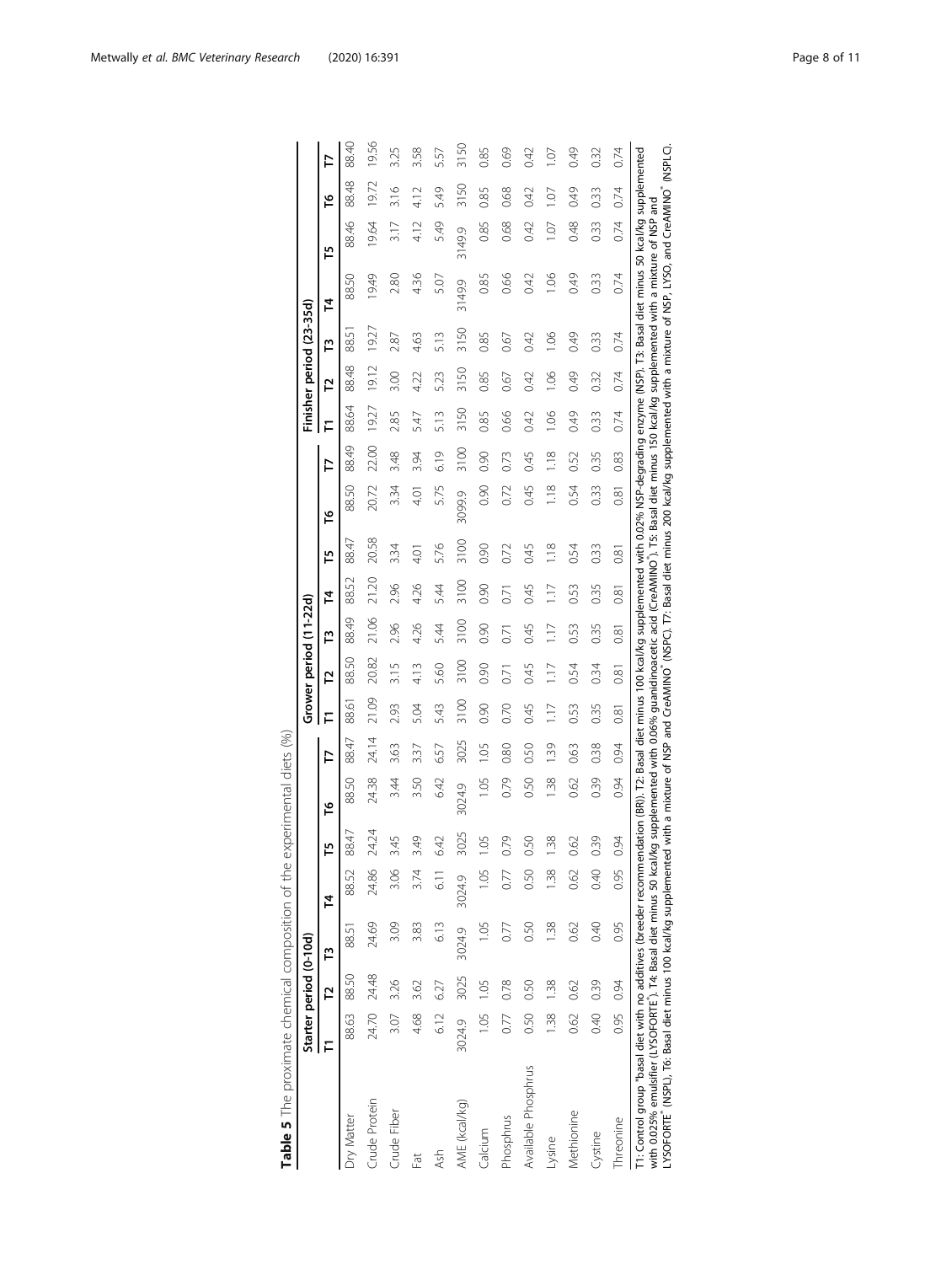**Table 5** The proximate chemical composition of the experimental diets (%)

| | Starter period (0-10d) | | | | | | | Grower period (11-22d) | | | | | | | Finisher period (23-35d) | | | | | | |
|---|---|---|---|---|---|---|---|---|---|---|---|---|---|---|---|---|---|---|---|---|---|
| | T1 | T2 | T3 | T4 | T5 | T6 | T7 | T1 | T2 | T3 | T4 | T5 | T6 | T7 | T1 | T2 | T3 | T4 | T5 | T6 | T7 |
| Dry Matter | 88.63 | 88.50 | 88.51 | 88.52 | 88.47 | 88.50 | 88.47 | 88.61 | 88.50 | 88.49 | 88.52 | 88.47 | 88.50 | 88.49 | 88.64 | 88.48 | 88.51 | 88.50 | 88.46 | 88.48 | 88.40 |
| Crude Protein | 24.70 | 24.48 | 24.69 | 24.86 | 24.24 | 24.38 | 24.14 | 21.09 | 20.82 | 21.06 | 21.20 | 20.58 | 20.72 | 22.00 | 19.27 | 19.12 | 19.27 | 19.49 | 19.64 | 19.72 | 19.56 |
| Crude Fiber | 3.07 | 3.26 | 3.09 | 3.06 | 3.45 | 3.44 | 3.63 | 2.93 | 3.15 | 2.96 | 2.96 | 3.34 | 3.34 | 3.48 | 2.85 | 3.00 | 2.87 | 2.80 | 3.17 | 3.16 | 3.25 |
| Fat | 4.68 | 3.62 | 3.83 | 3.74 | 3.49 | 3.50 | 3.37 | 5.04 | 4.13 | 4.26 | 4.26 | 4.01 | 4.01 | 3.94 | 5.47 | 4.22 | 4.63 | 4.36 | 4.12 | 4.12 | 3.58 |
| Ash | 6.12 | 6.27 | 6.13 | 6.11 | 6.42 | 6.42 | 6.57 | 5.43 | 5.60 | 5.44 | 5.44 | 5.76 | 5.75 | 6.19 | 5.13 | 5.23 | 5.13 | 5.07 | 5.49 | 5.49 | 5.57 |
| AME (kcal/kg) | 3024.9 | 3025 | 3024.9 | 3024.9 | 3025 | 3024.9 | 3025 | 3100 | 3100 | 3100 | 3100 | 3100 | 3099.9 | 3100 | 3150 | 3150 | 3150 | 3149.9 | 3149.9 | 3150 | 3150 |
| Calcium | 1.05 | 1.05 | 1.05 | 1.05 | 1.05 | 1.05 | 1.05 | 0.90 | 0.90 | 0.90 | 0.90 | 0.90 | 0.90 | 0.90 | 0.85 | 0.85 | 0.85 | 0.85 | 0.85 | 0.85 | 0.85 |
| Phosphrus | 0.77 | 0.78 | 0.77 | 0.77 | 0.79 | 0.79 | 0.80 | 0.70 | 0.71 | 0.71 | 0.71 | 0.72 | 0.72 | 0.73 | 0.66 | 0.67 | 0.67 | 0.66 | 0.68 | 0.68 | 0.69 |
| Available Phosphrus | 0.50 | 0.50 | 0.50 | 0.50 | 0.50 | 0.50 | 0.50 | 0.45 | 0.45 | 0.45 | 0.45 | 0.45 | 0.45 | 0.45 | 0.42 | 0.42 | 0.42 | 0.42 | 0.42 | 0.42 | 0.42 |
| Lysine | 1.38 | 1.38 | 1.38 | 1.38 | 1.38 | 1.38 | 1.39 | 1.17 | 1.17 | 1.17 | 1.17 | 1.18 | 1.18 | 1.18 | 1.06 | 1.06 | 1.06 | 1.06 | 1.07 | 1.07 | 1.07 |
| Methionine | 0.62 | 0.62 | 0.62 | 0.62 | 0.62 | 0.62 | 0.63 | 0.53 | 0.54 | 0.53 | 0.53 | 0.54 | 0.54 | 0.52 | 0.49 | 0.49 | 0.49 | 0.49 | 0.48 | 0.49 | 0.49 |
| Cystine | 0.40 | 0.39 | 0.40 | 0.40 | 0.39 | 0.39 | 0.38 | 0.35 | 0.34 | 0.35 | 0.35 | 0.33 | 0.33 | 0.35 | 0.33 | 0.32 | 0.33 | 0.33 | 0.33 | 0.33 | 0.32 |
| Threonine | 0.95 | 0.94 | 0.95 | 0.95 | 0.94 | 0.94 | 0.94 | 0.81 | 0.81 | 0.81 | 0.81 | 0.81 | 0.81 | 0.83 | 0.74 | 0.74 | 0.74 | 0.74 | 0.74 | 0.74 | 0.74 |

T1: Control group "basal diet with no additives (breeder recommendation (BR)). T2: Basal diet minus 100 kcal/kg supplemented with 0.02% NSP-degrading enzyme (NSP). T3: Basal diet minus 50 kcal/kg supplemented with 0.025% emulsifier (LYSOFORTE®). T4: Basal diet minus 50 kcal/kg supplemented with 0.06% guanidinoacetic acid (CreAMINO®). T5: Basal diet minus 150 kcal/kg supplemented with a mixture of NSP and LYSOFORTE® (NSPL). T6: Basal diet minus 100 kcal/kg supplemented with a mixture of NSP and CreAMINO® (NSPC). T7: Basal diet minus 200 kcal/kg supplemented with a mixture of NSP, LYSO, and CreAMINO® (NSPLC).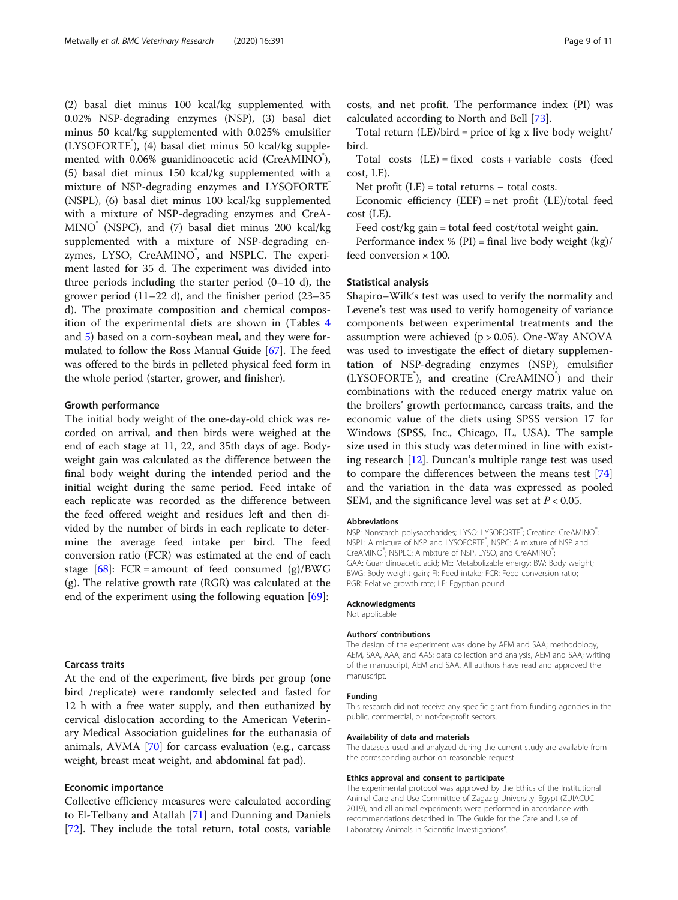(2) basal diet minus 100 kcal/kg supplemented with 0.02% NSP-degrading enzymes (NSP), (3) basal diet minus 50 kcal/kg supplemented with 0.025% emulsifier (LYSOFORTE®), (4) basal diet minus 50 kcal/kg supplemented with 0.06% guanidinoacetic acid (CreAMINO®), (5) basal diet minus 150 kcal/kg supplemented with a mixture of NSP-degrading enzymes and LYSOFORTE® (NSPL), (6) basal diet minus 100 kcal/kg supplemented with a mixture of NSP-degrading enzymes and CreAMINO® (NSPC), and (7) basal diet minus 200 kcal/kg supplemented with a mixture of NSP-degrading enzymes, LYSO, CreAMINO®, and NSPLC. The experiment lasted for 35 d. The experiment was divided into three periods including the starter period (0–10 d), the grower period (11–22 d), and the finisher period (23–35 d). The proximate composition and chemical composition of the experimental diets are shown in (Tables 4 and 5) based on a corn-soybean meal, and they were formulated to follow the Ross Manual Guide [67]. The feed was offered to the birds in pelleted physical feed form in the whole period (starter, grower, and finisher).

### Growth performance

The initial body weight of the one-day-old chick was recorded on arrival, and then birds were weighed at the end of each stage at 11, 22, and 35th days of age. Bodyweight gain was calculated as the difference between the final body weight during the intended period and the initial weight during the same period. Feed intake of each replicate was recorded as the difference between the feed offered weight and residues left and then divided by the number of birds in each replicate to determine the average feed intake per bird. The feed conversion ratio (FCR) was estimated at the end of each stage [68]: FCR = amount of feed consumed (g)/BWG (g). The relative growth rate (RGR) was calculated at the end of the experiment using the following equation [69]:

### Carcass traits

At the end of the experiment, five birds per group (one bird /replicate) were randomly selected and fasted for 12 h with a free water supply, and then euthanized by cervical dislocation according to the American Veterinary Medical Association guidelines for the euthanasia of animals, AVMA [70] for carcass evaluation (e.g., carcass weight, breast meat weight, and abdominal fat pad).

### Economic importance

Collective efficiency measures were calculated according to El-Telbany and Atallah [71] and Dunning and Daniels [72]. They include the total return, total costs, variable costs, and net profit. The performance index (PI) was calculated according to North and Bell [73].

Total return (LE)/bird = price of kg x live body weight/bird.

Total costs (LE) = fixed costs + variable costs (feed cost, LE).

Net profit (LE) = total returns − total costs.

Economic efficiency (EEF) = net profit (LE)/total feed cost (LE).

Feed cost/kg gain = total feed cost/total weight gain.

Performance index % (PI) = final live body weight (kg)/feed conversion × 100.

### Statistical analysis

Shapiro–Wilk's test was used to verify the normality and Levene's test was used to verify homogeneity of variance components between experimental treatments and the assumption were achieved ($p > 0.05$). One-Way ANOVA was used to investigate the effect of dietary supplementation of NSP-degrading enzymes (NSP), emulsifier (LYSOFORTE®), and creatine (CreAMINO®) and their combinations with the reduced energy matrix value on the broilers' growth performance, carcass traits, and the economic value of the diets using SPSS version 17 for Windows (SPSS, Inc., Chicago, IL, USA). The sample size used in this study was determined in line with existing research [12]. Duncan's multiple range test was used to compare the differences between the means test [74] and the variation in the data was expressed as pooled SEM, and the significance level was set at $P < 0.05$.

#### Abbreviations

NSP: Nonstarch polysaccharides; LYSO: LYSOFORTE®; Creatine: CreAMINO®; NSPL: A mixture of NSP and LYSOFORTE®; NSPC: A mixture of NSP and CreAMINO®; NSPLC: A mixture of NSP, LYSO, and CreAMINO®; GAA: Guanidinoacetic acid; ME: Metabolizable energy; BW: Body weight; BWG: Body weight gain; FI: Feed intake; FCR: Feed conversion ratio; RGR: Relative growth rate; LE: Egyptian pound

#### Acknowledgments

Not applicable

#### Authors' contributions

The design of the experiment was done by AEM and SAA; methodology, AEM, SAA, AAA, and AAS; data collection and analysis, AEM and SAA; writing of the manuscript, AEM and SAA. All authors have read and approved the manuscript.

#### Funding

This research did not receive any specific grant from funding agencies in the public, commercial, or not-for-profit sectors.

#### Availability of data and materials

The datasets used and analyzed during the current study are available from the corresponding author on reasonable request.

#### Ethics approval and consent to participate

The experimental protocol was approved by the Ethics of the Institutional Animal Care and Use Committee of Zagazig University, Egypt (ZUIACUC–2019), and all animal experiments were performed in accordance with recommendations described in "The Guide for the Care and Use of Laboratory Animals in Scientific Investigations".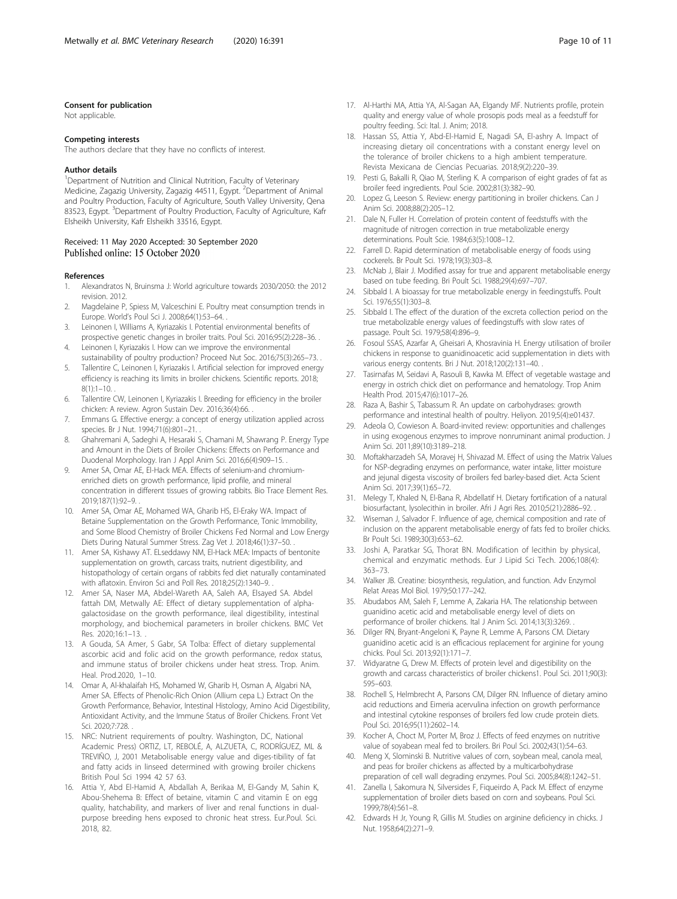### Consent for publication

Not applicable.

### Competing interests

The authors declare that they have no conflicts of interest.

### Author details

[1]Department of Nutrition and Clinical Nutrition, Faculty of Veterinary Medicine, Zagazig University, Zagazig 44511, Egypt. [2]Department of Animal and Poultry Production, Faculty of Agriculture, South Valley University, Qena 83523, Egypt. [3]Department of Poultry Production, Faculty of Agriculture, Kafr Elsheikh University, Kafr Elsheikh 33516, Egypt.

Received: 11 May 2020 Accepted: 30 September 2020
Published online: 15 October 2020

### References

1. Alexandratos N, Bruinsma J: World agriculture towards 2030/2050: the 2012 revision. 2012.
2. Magdelaine P, Spiess M, Valceschini E. Poultry meat consumption trends in Europe. World's Poul Sci J. 2008;64(1):53–64. .
3. Leinonen I, Williams A, Kyriazakis I. Potential environmental benefits of prospective genetic changes in broiler traits. Poul Sci. 2016;95(2):228–36. .
4. Leinonen I, Kyriazakis I. How can we improve the environmental sustainability of poultry production? Proceed Nut Soc. 2016;75(3):265–73. .
5. Tallentire C, Leinonen I, Kyriazakis I. Artificial selection for improved energy efficiency is reaching its limits in broiler chickens. Scientific reports. 2018; 8(1):1–10. .
6. Tallentire CW, Leinonen I, Kyriazakis I. Breeding for efficiency in the broiler chicken: A review. Agron Sustain Dev. 2016;36(4):66. .
7. Emmans G. Effective energy: a concept of energy utilization applied across species. Br J Nut. 1994;71(6):801–21. .
8. Ghahremani A, Sadeghi A, Hesaraki S, Chamani M, Shawrang P. Energy Type and Amount in the Diets of Broiler Chickens: Effects on Performance and Duodenal Morphology. Iran J Appl Anim Sci. 2016;6(4):909–15. .
9. Amer SA, Omar AE, El-Hack MEA. Effects of selenium-and chromium-enriched diets on growth performance, lipid profile, and mineral concentration in different tissues of growing rabbits. Bio Trace Element Res. 2019;187(1):92–9. .
10. Amer SA, Omar AE, Mohamed WA, Gharib HS, El-Eraky WA. Impact of Betaine Supplementation on the Growth Performance, Tonic Immobility, and Some Blood Chemistry of Broiler Chickens Fed Normal and Low Energy Diets During Natural Summer Stress. Zag Vet J. 2018;46(1):37–50. .
11. Amer SA, Kishawy AT. ELseddawy NM, El-Hack MEA: Impacts of bentonite supplementation on growth, carcass traits, nutrient digestibility, and histopathology of certain organs of rabbits fed diet naturally contaminated with aflatoxin. Environ Sci and Poll Res. 2018;25(2):1340–9. .
12. Amer SA, Naser MA, Abdel-Wareth AA, Saleh AA, Elsayed SA. Abdel fattah DM, Metwally AE: Effect of dietary supplementation of alpha-galactosidase on the growth performance, ileal digestibility, intestinal morphology, and biochemical parameters in broiler chickens. BMC Vet Res. 2020;16:1–13. .
13. A Gouda, SA Amer, S Gabr, SA Tolba: Effect of dietary supplemental ascorbic acid and folic acid on the growth performance, redox status, and immune status of broiler chickens under heat stress. Trop. Anim. Heal. Prod.2020, 1–10.
14. Omar A, Al-khalaifah HS, Mohamed W, Gharib H, Osman A, Algabri NA, Amer SA. Effects of Phenolic-Rich Onion (Allium cepa L.) Extract On the Growth Performance, Behavior, Intestinal Histology, Amino Acid Digestibility, Antioxidant Activity, and the Immune Status of Broiler Chickens. Front Vet Sci. 2020;7:728. .
15. NRC: Nutrient requirements of poultry. Washington, DC, National Academic Press) ORTIZ, LT, REBOLÉ, A, ALZUETA, C, RODRÍGUEZ, ML & TREVIÑO, J, 2001 Metabolisable energy value and diges-tibility of fat and fatty acids in linseed determined with growing broiler chickens British Poul Sci 1994 42 57 63.
16. Attia Y, Abd El-Hamid A, Abdallah A, Berikaa M, El-Gandy M, Sahin K, Abou-Shehema B: Effect of betaine, vitamin C and vitamin E on egg quality, hatchability, and markers of liver and renal functions in dual-purpose breeding hens exposed to chronic heat stress. Eur.Poul. Sci. 2018, 82.
17. Al-Harthi MA, Attia YA, Al-Sagan AA, Elgandy MF. Nutrients profile, protein quality and energy value of whole prosopis pods meal as a feedstuff for poultry feeding. Sci: Ital. J. Anim; 2018.
18. Hassan SS, Attia Y, Abd-El-Hamid E, Nagadi SA, El-ashry A. Impact of increasing dietary oil concentrations with a constant energy level on the tolerance of broiler chickens to a high ambient temperature. Revista Mexicana de Ciencias Pecuarias. 2018;9(2):220–39.
19. Pesti G, Bakalli R, Qiao M, Sterling K. A comparison of eight grades of fat as broiler feed ingredients. Poul Scie. 2002;81(3):382–90.
20. Lopez G, Leeson S. Review: energy partitioning in broiler chickens. Can J Anim Sci. 2008;88(2):205–12.
21. Dale N, Fuller H. Correlation of protein content of feedstuffs with the magnitude of nitrogen correction in true metabolizable energy determinations. Poult Scie. 1984;63(5):1008–12.
22. Farrell D. Rapid determination of metabolisable energy of foods using cockerels. Br Poult Sci. 1978;19(3):303–8.
23. McNab J, Blair J. Modified assay for true and apparent metabolisable energy based on tube feeding. Bri Poult Sci. 1988;29(4):697–707.
24. Sibbald I. A bioassay for true metabolizable energy in feedingstuffs. Poult Sci. 1976;55(1):303–8.
25. Sibbald I. The effect of the duration of the excreta collection period on the true metabolizable energy values of feedingstuffs with slow rates of passage. Poult Sci. 1979;58(4):896–9.
26. Fosoul SSAS, Azarfar A, Gheisari A, Khosravinia H. Energy utilisation of broiler chickens in response to guanidinoacetic acid supplementation in diets with various energy contents. Bri J Nut. 2018;120(2):131–40. .
27. Tasirnafas M, Seidavi A, Rasouli B, Kawka M. Effect of vegetable wastage and energy in ostrich chick diet on performance and hematology. Trop Anim Health Prod. 2015;47(6):1017–26.
28. Raza A, Bashir S, Tabassum R. An update on carbohydrases: growth performance and intestinal health of poultry. Heliyon. 2019;5(4):e01437.
29. Adeola O, Cowieson A. Board-invited review: opportunities and challenges in using exogenous enzymes to improve nonruminant animal production. J Anim Sci. 2011;89(10):3189–218.
30. Moftakharzadeh SA, Moravej H, Shivazad M. Effect of using the Matrix Values for NSP-degrading enzymes on performance, water intake, litter moisture and jejunal digesta viscosity of broilers fed barley-based diet. Acta Scient Anim Sci. 2017;39(1):65–72.
31. Melegy T, Khaled N, El-Bana R, Abdellatif H. Dietary fortification of a natural biosurfactant, lysolecithin in broiler. Afri J Agri Res. 2010;5(21):2886–92. .
32. Wiseman J, Salvador F. Influence of age, chemical composition and rate of inclusion on the apparent metabolisable energy of fats fed to broiler chicks. Br Poult Sci. 1989;30(3):653–62.
33. Joshi A, Paratkar SG, Thorat BN. Modification of lecithin by physical, chemical and enzymatic methods. Eur J Lipid Sci Tech. 2006;108(4): 363–73.
34. Walker JB. Creatine: biosynthesis, regulation, and function. Adv Enzymol Relat Areas Mol Biol. 1979;50:177–242.
35. Abudabos AM, Saleh F, Lemme A, Zakaria HA. The relationship between guanidino acetic acid and metabolisable energy level of diets on performance of broiler chickens. Ital J Anim Sci. 2014;13(3):3269. .
36. Dilger RN, Bryant-Angeloni K, Payne R, Lemme A, Parsons CM. Dietary guanidino acetic acid is an efficacious replacement for arginine for young chicks. Poul Sci. 2013;92(1):171–7.
37. Widyaratne G, Drew M. Effects of protein level and digestibility on the growth and carcass characteristics of broiler chickens1. Poul Sci. 2011;90(3): 595–603.
38. Rochell S, Helmbrecht A, Parsons CM, Dilger RN. Influence of dietary amino acid reductions and Eimeria acervulina infection on growth performance and intestinal cytokine responses of broilers fed low crude protein diets. Poul Sci. 2016;95(11):2602–14.
39. Kocher A, Choct M, Porter M, Broz J. Effects of feed enzymes on nutritive value of soyabean meal fed to broilers. Bri Poul Sci. 2002;43(1):54–63.
40. Meng X, Slominski B. Nutritive values of corn, soybean meal, canola meal, and peas for broiler chickens as affected by a multicarbohydrase preparation of cell wall degrading enzymes. Poul Sci. 2005;84(8):1242–51.
41. Zanella I, Sakomura N, Silversides F, Fiqueirdo A, Pack M. Effect of enzyme supplementation of broiler diets based on corn and soybeans. Poul Sci. 1999;78(4):561–8.
42. Edwards H Jr, Young R, Gillis M. Studies on arginine deficiency in chicks. J Nut. 1958;64(2):271–9.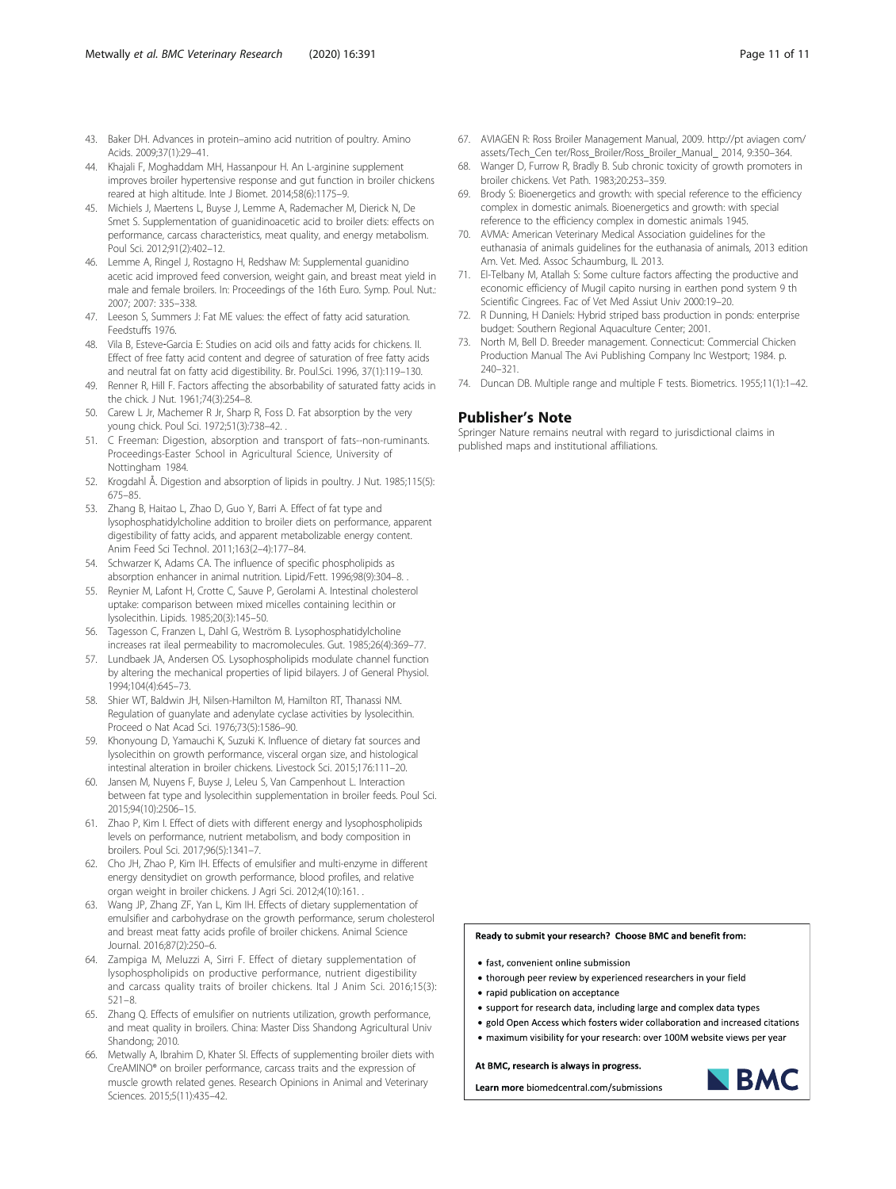43. Baker DH. Advances in protein–amino acid nutrition of poultry. Amino Acids. 2009;37(1):29–41.
44. Khajali F, Moghaddam MH, Hassanpour H. An L-arginine supplement improves broiler hypertensive response and gut function in broiler chickens reared at high altitude. Inte J Biomet. 2014;58(6):1175–9.
45. Michiels J, Maertens L, Buyse J, Lemme A, Rademacher M, Dierick N, De Smet S. Supplementation of guanidinoacetic acid to broiler diets: effects on performance, carcass characteristics, meat quality, and energy metabolism. Poul Sci. 2012;91(2):402–12.
46. Lemme A, Ringel J, Rostagno H, Redshaw M: Supplemental guanidino acetic acid improved feed conversion, weight gain, and breast meat yield in male and female broilers. In: Proceedings of the 16th Euro. Symp. Poul. Nut.: 2007; 2007: 335–338.
47. Leeson S, Summers J: Fat ME values: the effect of fatty acid saturation. Feedstuffs 1976.
48. Vila B, Esteve-Garcia E: Studies on acid oils and fatty acids for chickens. II. Effect of free fatty acid content and degree of saturation of free fatty acids and neutral fat on fatty acid digestibility. Br. Poul.Sci. 1996, 37(1):119–130.
49. Renner R, Hill F. Factors affecting the absorbability of saturated fatty acids in the chick. J Nut. 1961;74(3):254–8.
50. Carew L Jr, Machemer R Jr, Sharp R, Foss D. Fat absorption by the very young chick. Poul Sci. 1972;51(3):738–42. .
51. C Freeman: Digestion, absorption and transport of fats--non-ruminants. Proceedings-Easter School in Agricultural Science, University of Nottingham 1984.
52. Krogdahl Å. Digestion and absorption of lipids in poultry. J Nut. 1985;115(5): 675–85.
53. Zhang B, Haitao L, Zhao D, Guo Y, Barri A. Effect of fat type and lysophosphatidylcholine addition to broiler diets on performance, apparent digestibility of fatty acids, and apparent metabolizable energy content. Anim Feed Sci Technol. 2011;163(2–4):177–84.
54. Schwarzer K, Adams CA. The influence of specific phospholipids as absorption enhancer in animal nutrition. Lipid/Fett. 1996;98(9):304–8. .
55. Reynier M, Lafont H, Crotte C, Sauve P, Gerolami A. Intestinal cholesterol uptake: comparison between mixed micelles containing lecithin or lysolecithin. Lipids. 1985;20(3):145–50.
56. Tagesson C, Franzen L, Dahl G, Weström B. Lysophosphatidylcholine increases rat ileal permeability to macromolecules. Gut. 1985;26(4):369–77.
57. Lundbaek JA, Andersen OS. Lysophospholipids modulate channel function by altering the mechanical properties of lipid bilayers. J of General Physiol. 1994;104(4):645–73.
58. Shier WT, Baldwin JH, Nilsen-Hamilton M, Hamilton RT, Thanassi NM. Regulation of guanylate and adenylate cyclase activities by lysolecithin. Proceed o Nat Acad Sci. 1976;73(5):1586–90.
59. Khonyoung D, Yamauchi K, Suzuki K. Influence of dietary fat sources and lysolecithin on growth performance, visceral organ size, and histological intestinal alteration in broiler chickens. Livestock Sci. 2015;176:111–20.
60. Jansen M, Nuyens F, Buyse J, Leleu S, Van Campenhout L. Interaction between fat type and lysolecithin supplementation in broiler feeds. Poul Sci. 2015;94(10):2506–15.
61. Zhao P, Kim I. Effect of diets with different energy and lysophospholipids levels on performance, nutrient metabolism, and body composition in broilers. Poul Sci. 2017;96(5):1341–7.
62. Cho JH, Zhao P, Kim IH. Effects of emulsifier and multi-enzyme in different energy densitydiet on growth performance, blood profiles, and relative organ weight in broiler chickens. J Agri Sci. 2012;4(10):161. .
63. Wang JP, Zhang ZF, Yan L, Kim IH. Effects of dietary supplementation of emulsifier and carbohydrase on the growth performance, serum cholesterol and breast meat fatty acids profile of broiler chickens. Animal Science Journal. 2016;87(2):250–6.
64. Zampiga M, Meluzzi A, Sirri F. Effect of dietary supplementation of lysophospholipids on productive performance, nutrient digestibility and carcass quality traits of broiler chickens. Ital J Anim Sci. 2016;15(3): 521–8.
65. Zhang Q. Effects of emulsifier on nutrients utilization, growth performance, and meat quality in broilers. China: Master Diss Shandong Agricultural Univ Shandong; 2010.
66. Metwally A, Ibrahim D, Khater SI. Effects of supplementing broiler diets with CreAMINO® on broiler performance, carcass traits and the expression of muscle growth related genes. Research Opinions in Animal and Veterinary Sciences. 2015;5(11):435–42.
67. AVIAGEN R: Ross Broiler Management Manual, 2009. http://pt aviagen com/ assets/Tech_Cen ter/Ross_Broiler/Ross_Broiler_Manual_ 2014, 9:350–364.
68. Wanger D, Furrow R, Bradly B. Sub chronic toxicity of growth promoters in broiler chickens. Vet Path. 1983;20:253–359.
69. Brody S: Bioenergetics and growth: with special reference to the efficiency complex in domestic animals. Bioenergetics and growth: with special reference to the efficiency complex in domestic animals 1945.
70. AVMA: American Veterinary Medical Association guidelines for the euthanasia of animals guidelines for the euthanasia of animals, 2013 edition Am. Vet. Med. Assoc Schaumburg, IL 2013.
71. El-Telbany M, Atallah S: Some culture factors affecting the productive and economic efficiency of Mugil capito nursing in earthen pond system 9 th Scientific Cingrees. Fac of Vet Med Assiut Univ 2000:19–20.
72. R Dunning, H Daniels: Hybrid striped bass production in ponds: enterprise budget: Southern Regional Aquaculture Center; 2001.
73. North M, Bell D. Breeder management. Connecticut: Commercial Chicken Production Manual The Avi Publishing Company Inc Westport; 1984. p. 240–321.
74. Duncan DB. Multiple range and multiple F tests. Biometrics. 1955;11(1):1–42.

## Publisher's Note

Springer Nature remains neutral with regard to jurisdictional claims in published maps and institutional affiliations.

**Ready to submit your research? Choose BMC and benefit from:**

- fast, convenient online submission
- thorough peer review by experienced researchers in your field
- rapid publication on acceptance
- support for research data, including large and complex data types
- gold Open Access which fosters wider collaboration and increased citations
- maximum visibility for your research: over 100M website views per year

**At BMC, research is always in progress.**

**Learn more** biomedcentral.com/submissions

BMC